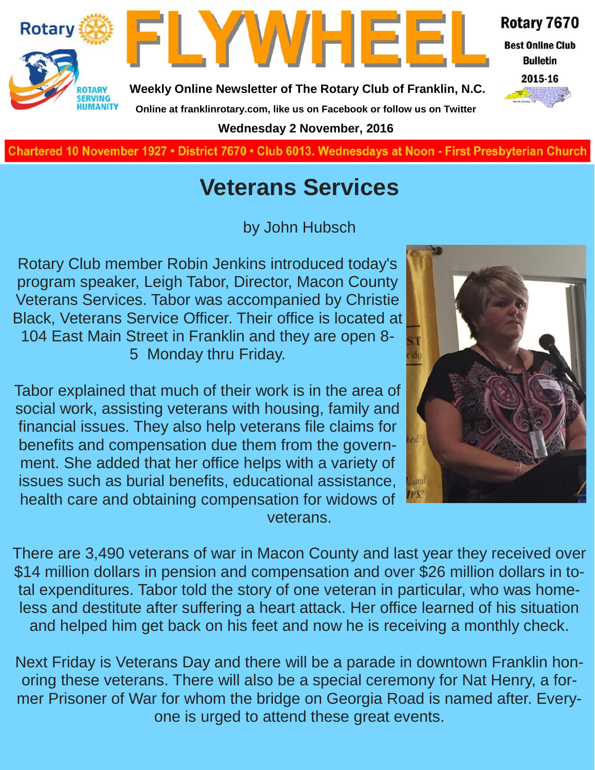# FLYWHEEL

**Rotary 7670**

**Best Online Club Bulletin 2015-16**

**Weekly Online Newsletter of The Rotary Club of Franklin, N.C.**

**Online at franklinrotary.com, like us on Facebook or follow us on Twitter**

**Wednesday 2 November, 2016**

**Chartered 10 November 1927 • District 7670 • Club 6013. Wednesdays at Noon - First Presbyterian Church**

## Veterans Services

by John Hubsch

Rotary Club member Robin Jenkins introduced today's program speaker, Leigh Tabor, Director, Macon County Veterans Services. Tabor was accompanied by Christie Black, Veterans Service Officer. Their office is located at 104 East Main Street in Franklin and they are open 8-5 Monday thru Friday.

Tabor explained that much of their work is in the area of social work, assisting veterans with housing, family and financial issues. They also help veterans file claims for benefits and compensation due them from the government. She added that her office helps with a variety of issues such as burial benefits, educational assistance, health care and obtaining compensation for widows of veterans.

There are 3,490 veterans of war in Macon County and last year they received over $14 million dollars in pension and compensation and over $26 million dollars in total expenditures. Tabor told the story of one veteran in particular, who was homeless and destitute after suffering a heart attack. Her office learned of his situation and helped him get back on his feet and now he is receiving a monthly check.

Next Friday is Veterans Day and there will be a parade in downtown Franklin honoring these veterans. There will also be a special ceremony for Nat Henry, a former Prisoner of War for whom the bridge on Georgia Road is named after. Everyone is urged to attend these great events.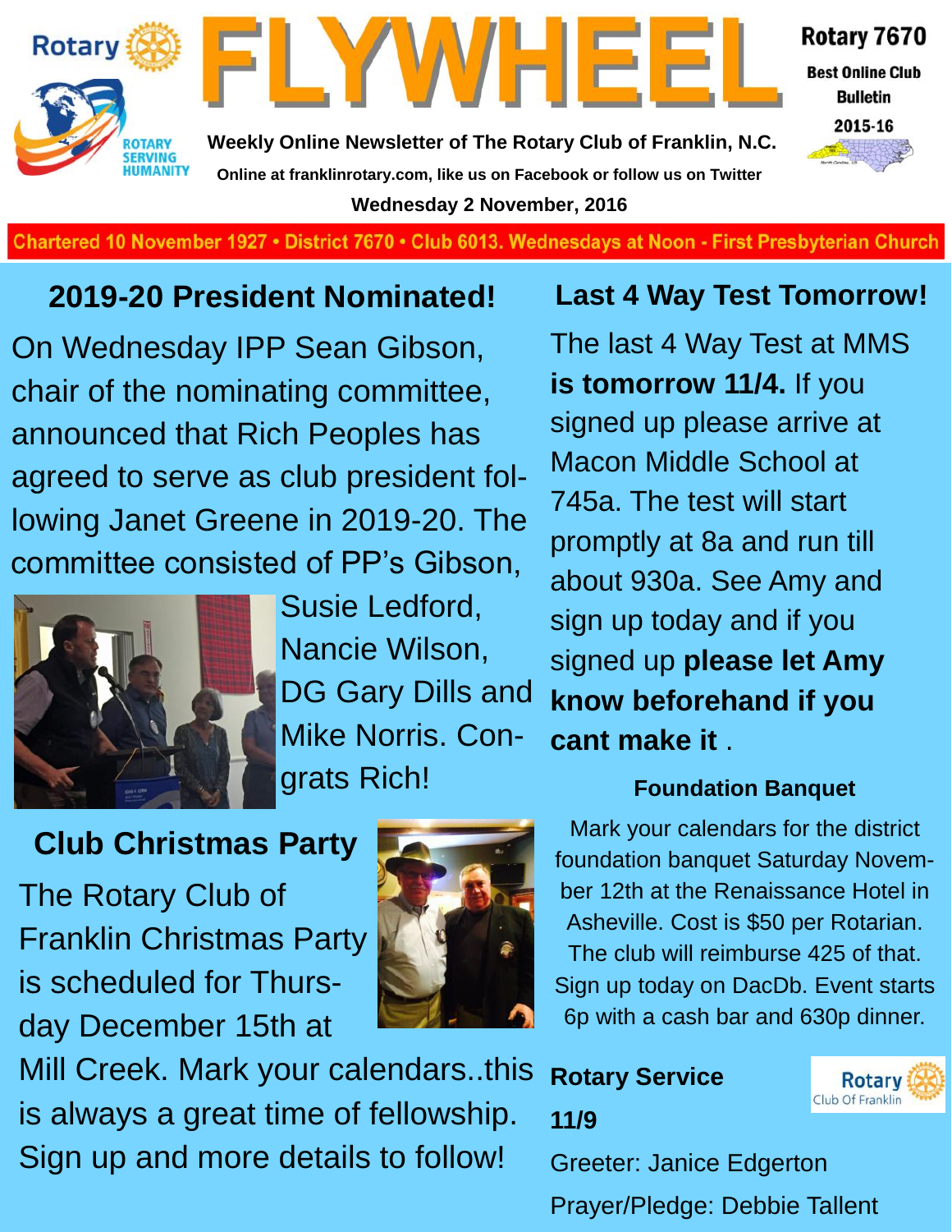Rotary

ROTARY SERVING HUMANITY

# FLYWHEEL

Rotary 7670

Best Online Club Bulletin

2015-16

**Weekly Online Newsletter of The Rotary Club of Franklin, N.C.**

**Online at franklinrotary.com, like us on Facebook or follow us on Twitter**

**Wednesday 2 November, 2016**

**Chartered 10 November 1927 • District 7670 • Club 6013. Wednesdays at Noon - First Presbyterian Church**

## 2019-20 President Nominated!

On Wednesday IPP Sean Gibson, chair of the nominating committee, announced that Rich Peoples has agreed to serve as club president following Janet Greene in 2019-20. The committee consisted of PP's Gibson, Susie Ledford, Nancie Wilson, DG Gary Dills and Mike Norris. Congrats Rich!

## Club Christmas Party

The Rotary Club of Franklin Christmas Party is scheduled for Thursday December 15th at Mill Creek. Mark your calendars..this is always a great time of fellowship. Sign up and more details to follow!

## Last 4 Way Test Tomorrow!

The last 4 Way Test at MMS **is tomorrow 11/4.** If you signed up please arrive at Macon Middle School at 745a. The test will start promptly at 8a and run till about 930a. See Amy and sign up today and if you signed up **please let Amy know beforehand if you cant make it** .

### Foundation Banquet

Mark your calendars for the district foundation banquet Saturday November 12th at the Renaissance Hotel in Asheville. Cost is $50 per Rotarian. The club will reimburse 425 of that. Sign up today on DacDb. Event starts 6p with a cash bar and 630p dinner.

### Rotary Service

Rotary Club Of Franklin

**11/9**

Greeter: Janice Edgerton

Prayer/Pledge: Debbie Tallent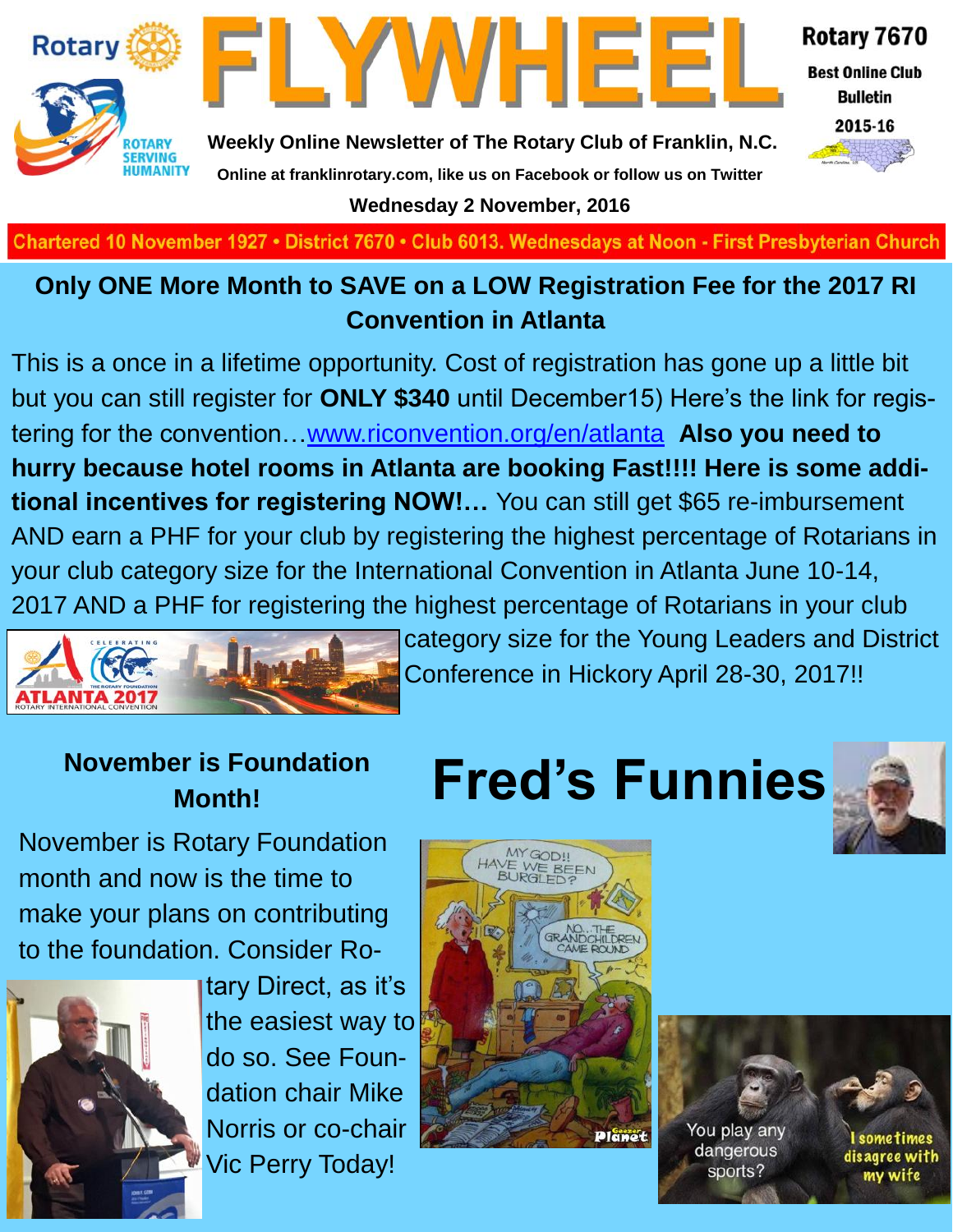# FLYWHEEL

**Rotary 7670**
**Best Online Club Bulletin**
**2015-16**

**Weekly Online Newsletter of The Rotary Club of Franklin, N.C.**

**Online at franklinrotary.com, like us on Facebook or follow us on Twitter**

**Wednesday 2 November, 2016**

Chartered 10 November 1927 • District 7670 • Club 6013. Wednesdays at Noon - First Presbyterian Church

## Only ONE More Month to SAVE on a LOW Registration Fee for the 2017 RI Convention in Atlanta

This is a once in a lifetime opportunity. Cost of registration has gone up a little bit but you can still register for **ONLY $340** until December15) Here's the link for registering for the convention…www.riconvention.org/en/atlanta **Also you need to hurry because hotel rooms in Atlanta are booking Fast!!!! Here is some additional incentives for registering NOW!…** You can still get $65 re-imbursement AND earn a PHF for your club by registering the highest percentage of Rotarians in your club category size for the International Convention in Atlanta June 10-14, 2017 AND a PHF for registering the highest percentage of Rotarians in your club category size for the Young Leaders and District Conference in Hickory April 28-30, 2017!!

### November is Foundation Month!

November is Rotary Foundation month and now is the time to make your plans on contributing to the foundation. Consider Rotary Direct, as it's the easiest way to do so. See Foundation chair Mike Norris or co-chair Vic Perry Today!

## Fred's Funnies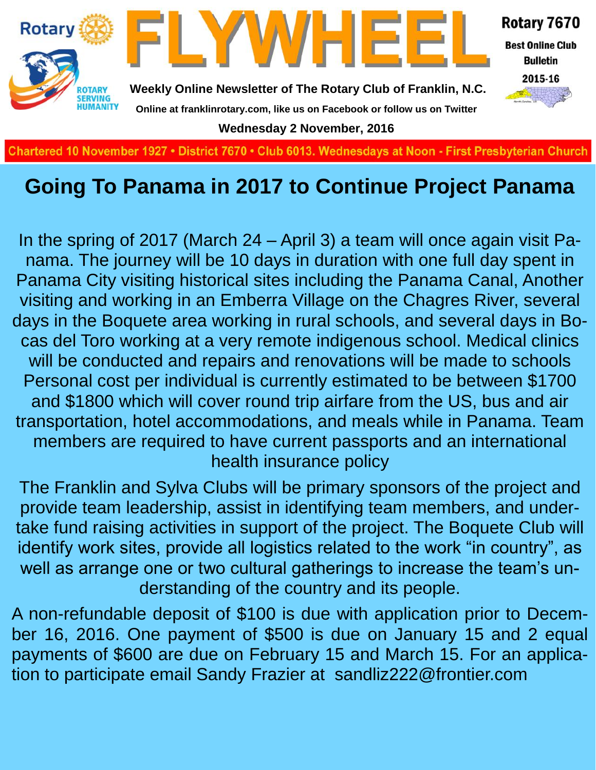# Going To Panama in 2017 to Continue Project Panama

In the spring of 2017 (March 24 – April 3) a team will once again visit Panama. The journey will be 10 days in duration with one full day spent in Panama City visiting historical sites including the Panama Canal, Another visiting and working in an Emberra Village on the Chagres River, several days in the Boquete area working in rural schools, and several days in Bocas del Toro working at a very remote indigenous school. Medical clinics will be conducted and repairs and renovations will be made to schools Personal cost per individual is currently estimated to be between $1700 and $1800 which will cover round trip airfare from the US, bus and air transportation, hotel accommodations, and meals while in Panama. Team members are required to have current passports and an international health insurance policy

The Franklin and Sylva Clubs will be primary sponsors of the project and provide team leadership, assist in identifying team members, and undertake fund raising activities in support of the project. The Boquete Club will identify work sites, provide all logistics related to the work "in country", as well as arrange one or two cultural gatherings to increase the team's understanding of the country and its people.

A non-refundable deposit of $100 is due with application prior to December 16, 2016. One payment of $500 is due on January 15 and 2 equal payments of $600 are due on February 15 and March 15. For an application to participate email Sandy Frazier at sandliz222@frontier.com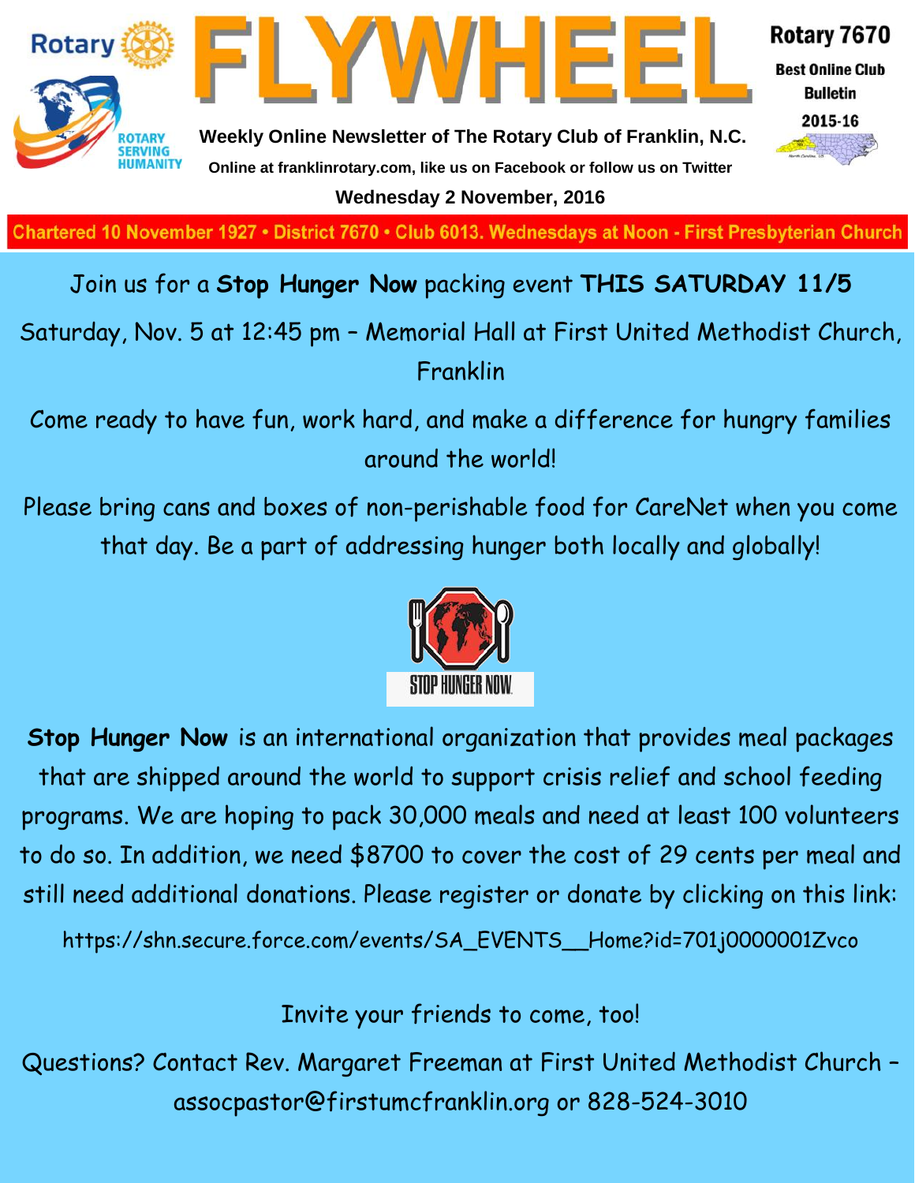Join us for a **Stop Hunger Now** packing event **THIS SATURDAY 11/5**

Saturday, Nov. 5 at 12:45 pm – Memorial Hall at First United Methodist Church, Franklin

Come ready to have fun, work hard, and make a difference for hungry families around the world!

Please bring cans and boxes of non-perishable food for CareNet when you come that day. Be a part of addressing hunger both locally and globally!

STOP HUNGER NOW

**Stop Hunger Now** is an international organization that provides meal packages that are shipped around the world to support crisis relief and school feeding programs. We are hoping to pack 30,000 meals and need at least 100 volunteers to do so. In addition, we need $8700 to cover the cost of 29 cents per meal and still need additional donations. Please register or donate by clicking on this link:

https://shn.secure.force.com/events/SA_EVENTS__Home?id=701j0000001Zvco

Invite your friends to come, too!

Questions? Contact Rev. Margaret Freeman at First United Methodist Church – assocpastor@firstumcfranklin.org or 828-524-3010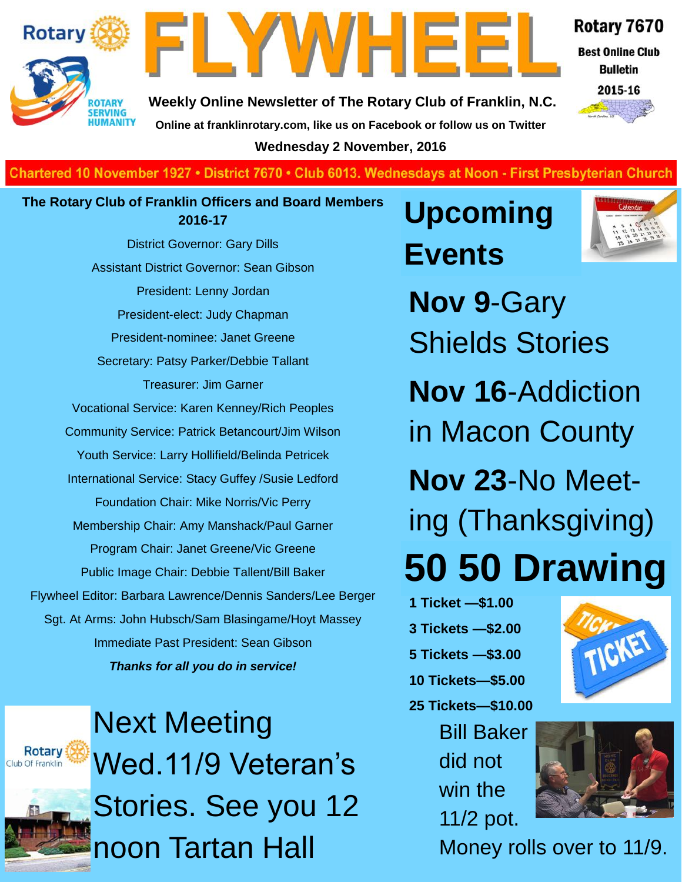Rotary

# FLYWHEEL

**Weekly Online Newsletter of The Rotary Club of Franklin, N.C.**

**Online at franklinrotary.com, like us on Facebook or follow us on Twitter**

**Wednesday 2 November, 2016**

**Rotary 7670**

**Best Online Club Bulletin**

**2015-16**

ROTARY SERVING HUMANITY

Chartered 10 November 1927 • District 7670 • Club 6013. Wednesdays at Noon - First Presbyterian Church

**The Rotary Club of Franklin Officers and Board Members 2016-17**

District Governor: Gary Dills

Assistant District Governor: Sean Gibson

President: Lenny Jordan

President-elect: Judy Chapman

President-nominee: Janet Greene

Secretary: Patsy Parker/Debbie Tallant

Treasurer: Jim Garner

Vocational Service: Karen Kenney/Rich Peoples

Community Service: Patrick Betancourt/Jim Wilson

Youth Service: Larry Hollifield/Belinda Petricek

International Service: Stacy Guffey /Susie Ledford

Foundation Chair: Mike Norris/Vic Perry

Membership Chair: Amy Manshack/Paul Garner

Program Chair: Janet Greene/Vic Greene

Public Image Chair: Debbie Tallent/Bill Baker

Flywheel Editor: Barbara Lawrence/Dennis Sanders/Lee Berger

Sgt. At Arms: John Hubsch/Sam Blasingame/Hoyt Massey

Immediate Past President: Sean Gibson

***Thanks for all you do in service!***

Rotary Club Of Franklin

Next Meeting Wed.11/9 Veteran's Stories. See you 12 noon Tartan Hall

## Upcoming Events

**Nov 9**-Gary Shields Stories

**Nov 16**-Addiction in Macon County

**Nov 23**-No Meeting (Thanksgiving)

## 50 50 Drawing

**1 Ticket —$1.00**

**3 Tickets —$2.00**

**5 Tickets —$3.00**

**10 Tickets—$5.00**

**25 Tickets—$10.00**

Bill Baker did not win the 11/2 pot. Money rolls over to 11/9.